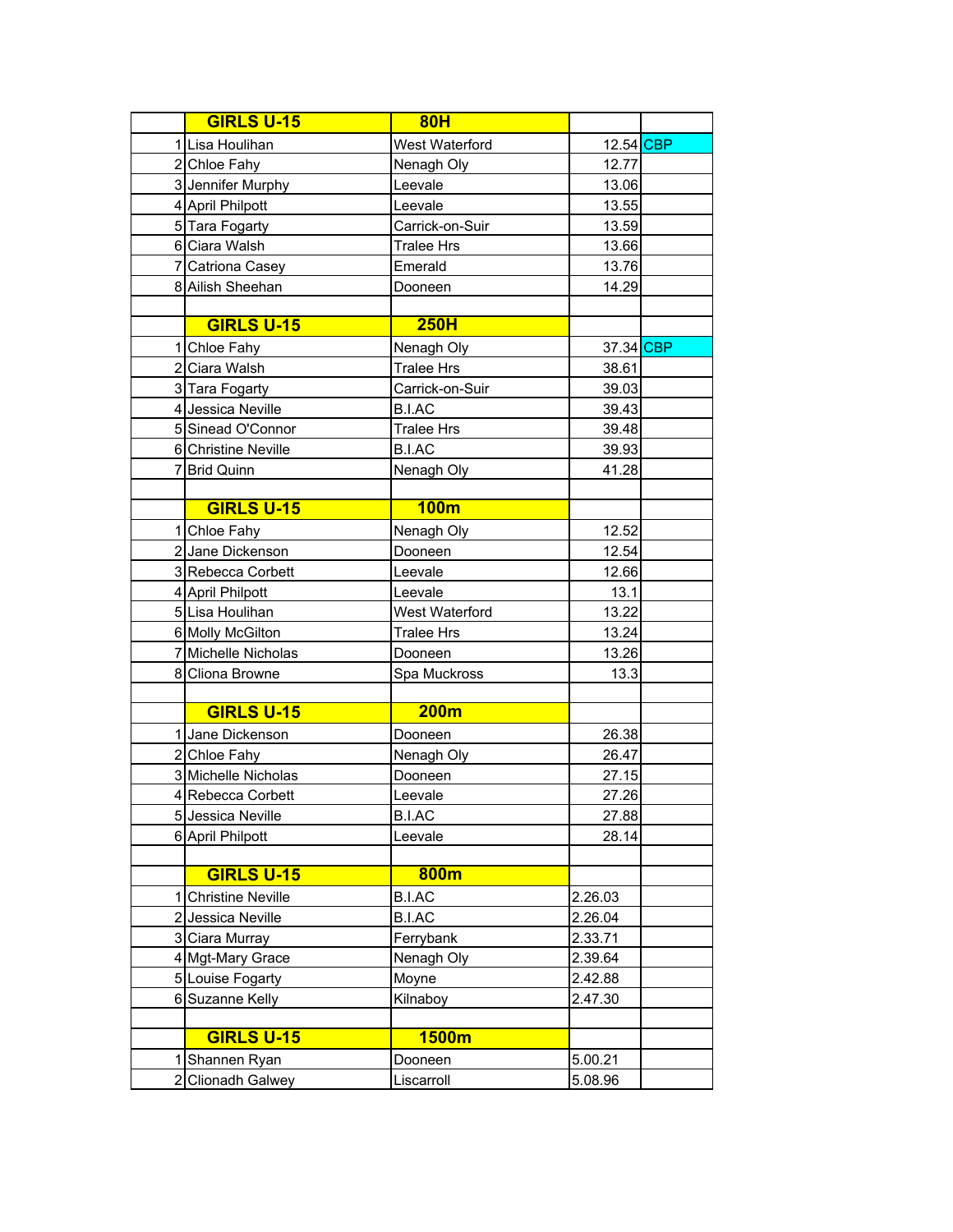| | GIRLS U-15 | 80H | | |
|---|---|---|---|---|
| 1 | Lisa Houlihan | West Waterford | 12.54 | CBP |
| 2 | Chloe Fahy | Nenagh Oly | 12.77 | |
| 3 | Jennifer Murphy | Leevale | 13.06 | |
| 4 | April Philpott | Leevale | 13.55 | |
| 5 | Tara Fogarty | Carrick-on-Suir | 13.59 | |
| 6 | Ciara Walsh | Tralee Hrs | 13.66 | |
| 7 | Catriona Casey | Emerald | 13.76 | |
| 8 | Ailish Sheehan | Dooneen | 14.29 | |
| | | | | |
| | GIRLS U-15 | 250H | | |
| 1 | Chloe Fahy | Nenagh Oly | 37.34 | CBP |
| 2 | Ciara Walsh | Tralee Hrs | 38.61 | |
| 3 | Tara Fogarty | Carrick-on-Suir | 39.03 | |
| 4 | Jessica Neville | B.I.AC | 39.43 | |
| 5 | Sinead O'Connor | Tralee Hrs | 39.48 | |
| 6 | Christine Neville | B.I.AC | 39.93 | |
| 7 | Brid Quinn | Nenagh Oly | 41.28 | |
| | | | | |
| | GIRLS U-15 | 100m | | |
| 1 | Chloe Fahy | Nenagh Oly | 12.52 | |
| 2 | Jane Dickenson | Dooneen | 12.54 | |
| 3 | Rebecca Corbett | Leevale | 12.66 | |
| 4 | April Philpott | Leevale | 13.1 | |
| 5 | Lisa Houlihan | West Waterford | 13.22 | |
| 6 | Molly McGilton | Tralee Hrs | 13.24 | |
| 7 | Michelle Nicholas | Dooneen | 13.26 | |
| 8 | Cliona Browne | Spa Muckross | 13.3 | |
| | | | | |
| | GIRLS U-15 | 200m | | |
| 1 | Jane Dickenson | Dooneen | 26.38 | |
| 2 | Chloe Fahy | Nenagh Oly | 26.47 | |
| 3 | Michelle Nicholas | Dooneen | 27.15 | |
| 4 | Rebecca Corbett | Leevale | 27.26 | |
| 5 | Jessica Neville | B.I.AC | 27.88 | |
| 6 | April Philpott | Leevale | 28.14 | |
| | | | | |
| | GIRLS U-15 | 800m | | |
| 1 | Christine Neville | B.I.AC | 2.26.03 | |
| 2 | Jessica Neville | B.I.AC | 2.26.04 | |
| 3 | Ciara Murray | Ferrybank | 2.33.71 | |
| 4 | Mgt-Mary Grace | Nenagh Oly | 2.39.64 | |
| 5 | Louise Fogarty | Moyne | 2.42.88 | |
| 6 | Suzanne Kelly | Kilnaboy | 2.47.30 | |
| | | | | |
| | GIRLS U-15 | 1500m | | |
| 1 | Shannen Ryan | Dooneen | 5.00.21 | |
| 2 | Clionadh Galwey | Liscarroll | 5.08.96 | |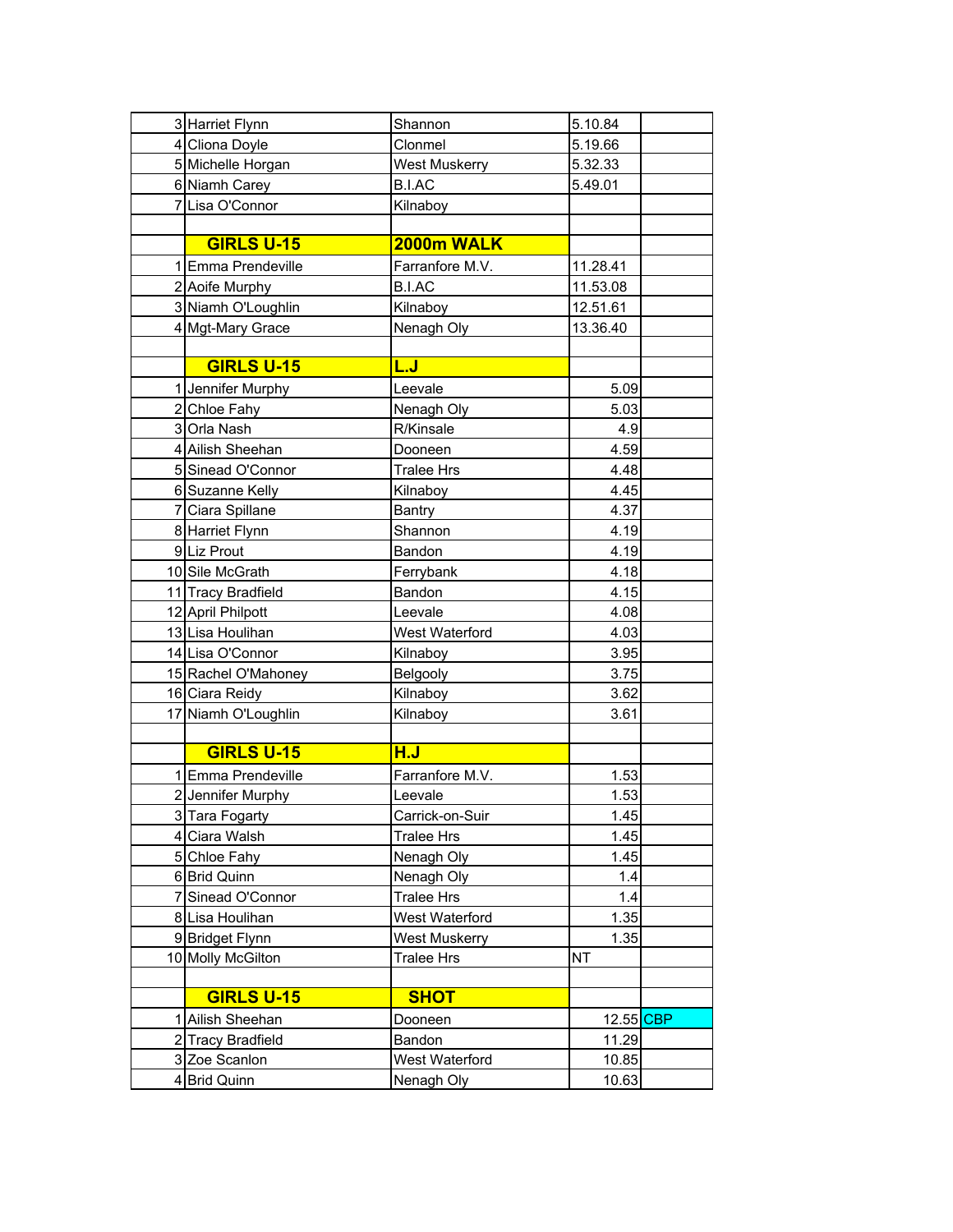| | | | | |
|---|---|---|---|---|
| 3 | Harriet Flynn | Shannon | 5.10.84 | |
| 4 | Cliona Doyle | Clonmel | 5.19.66 | |
| 5 | Michelle Horgan | West Muskerry | 5.32.33 | |
| 6 | Niamh Carey | B.I.AC | 5.49.01 | |
| 7 | Lisa O'Connor | Kilnaboy | | |
| | | | | |
| | **GIRLS U-15** | **2000m WALK** | | |
| 1 | Emma Prendeville | Farranfore M.V. | 11.28.41 | |
| 2 | Aoife Murphy | B.I.AC | 11.53.08 | |
| 3 | Niamh O'Loughlin | Kilnaboy | 12.51.61 | |
| 4 | Mgt-Mary Grace | Nenagh Oly | 13.36.40 | |
| | | | | |
| | **GIRLS U-15** | **L.J** | | |
| 1 | Jennifer Murphy | Leevale | 5.09 | |
| 2 | Chloe Fahy | Nenagh Oly | 5.03 | |
| 3 | Orla Nash | R/Kinsale | 4.9 | |
| 4 | Ailish Sheehan | Dooneen | 4.59 | |
| 5 | Sinead O'Connor | Tralee Hrs | 4.48 | |
| 6 | Suzanne Kelly | Kilnaboy | 4.45 | |
| 7 | Ciara Spillane | Bantry | 4.37 | |
| 8 | Harriet Flynn | Shannon | 4.19 | |
| 9 | Liz Prout | Bandon | 4.19 | |
| 10 | Sile McGrath | Ferrybank | 4.18 | |
| 11 | Tracy Bradfield | Bandon | 4.15 | |
| 12 | April Philpott | Leevale | 4.08 | |
| 13 | Lisa Houlihan | West Waterford | 4.03 | |
| 14 | Lisa O'Connor | Kilnaboy | 3.95 | |
| 15 | Rachel O'Mahoney | Belgooly | 3.75 | |
| 16 | Ciara Reidy | Kilnaboy | 3.62 | |
| 17 | Niamh O'Loughlin | Kilnaboy | 3.61 | |
| | | | | |
| | **GIRLS U-15** | **H.J** | | |
| 1 | Emma Prendeville | Farranfore M.V. | 1.53 | |
| 2 | Jennifer Murphy | Leevale | 1.53 | |
| 3 | Tara Fogarty | Carrick-on-Suir | 1.45 | |
| 4 | Ciara Walsh | Tralee Hrs | 1.45 | |
| 5 | Chloe Fahy | Nenagh Oly | 1.45 | |
| 6 | Brid Quinn | Nenagh Oly | 1.4 | |
| 7 | Sinead O'Connor | Tralee Hrs | 1.4 | |
| 8 | Lisa Houlihan | West Waterford | 1.35 | |
| 9 | Bridget Flynn | West Muskerry | 1.35 | |
| 10 | Molly McGilton | Tralee Hrs | NT | |
| | | | | |
| | **GIRLS U-15** | **SHOT** | | |
| 1 | Ailish Sheehan | Dooneen | 12.55 | CBP |
| 2 | Tracy Bradfield | Bandon | 11.29 | |
| 3 | Zoe Scanlon | West Waterford | 10.85 | |
| 4 | Brid Quinn | Nenagh Oly | 10.63 | |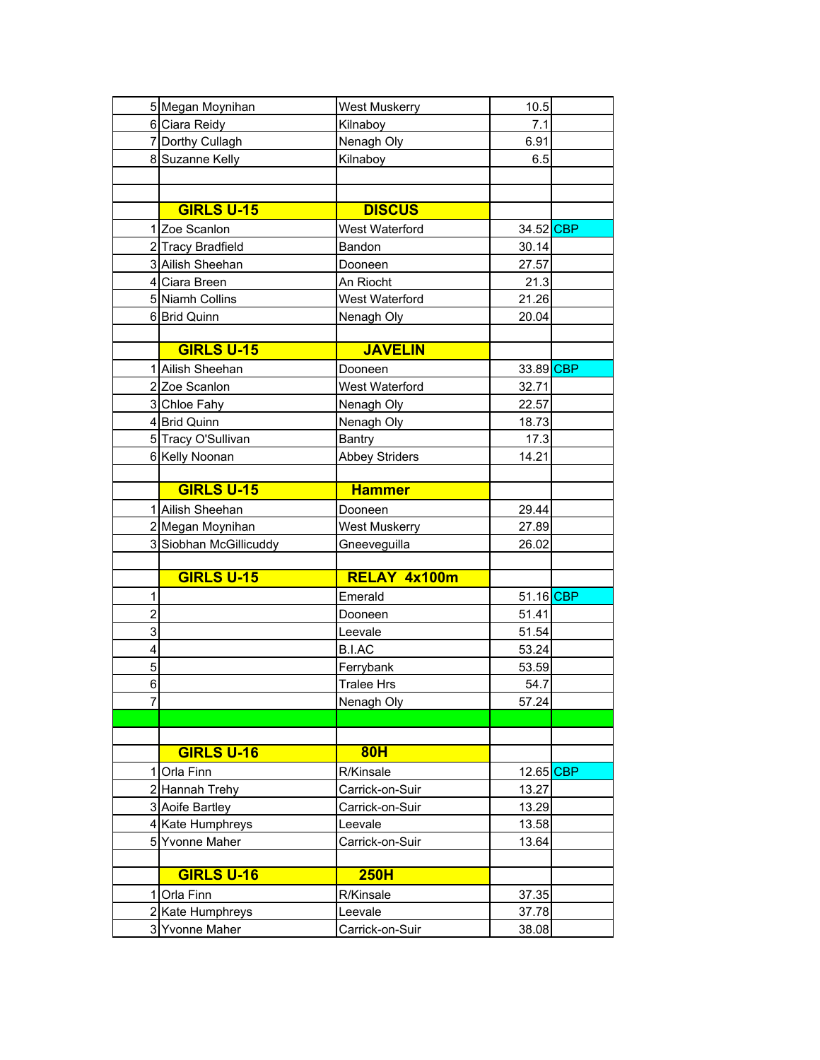| | | | | |
|---|---|---|---|---|
| 5 | Megan Moynihan | West Muskerry | 10.5 | |
| 6 | Ciara Reidy | Kilnaboy | 7.1 | |
| 7 | Dorthy Cullagh | Nenagh Oly | 6.91 | |
| 8 | Suzanne Kelly | Kilnaboy | 6.5 | |
| | | | | |
| | | | | |
| | **GIRLS U-15** | **DISCUS** | | |
| 1 | Zoe Scanlon | West Waterford | 34.52 | CBP |
| 2 | Tracy Bradfield | Bandon | 30.14 | |
| 3 | Ailish Sheehan | Dooneen | 27.57 | |
| 4 | Ciara Breen | An Riocht | 21.3 | |
| 5 | Niamh Collins | West Waterford | 21.26 | |
| 6 | Brid Quinn | Nenagh Oly | 20.04 | |
| | | | | |
| | **GIRLS U-15** | **JAVELIN** | | |
| 1 | Ailish Sheehan | Dooneen | 33.89 | CBP |
| 2 | Zoe Scanlon | West Waterford | 32.71 | |
| 3 | Chloe Fahy | Nenagh Oly | 22.57 | |
| 4 | Brid Quinn | Nenagh Oly | 18.73 | |
| 5 | Tracy O'Sullivan | Bantry | 17.3 | |
| 6 | Kelly Noonan | Abbey Striders | 14.21 | |
| | | | | |
| | **GIRLS U-15** | **Hammer** | | |
| 1 | Ailish Sheehan | Dooneen | 29.44 | |
| 2 | Megan Moynihan | West Muskerry | 27.89 | |
| 3 | Siobhan McGillicuddy | Gneeveguilla | 26.02 | |
| | | | | |
| | **GIRLS U-15** | **RELAY 4x100m** | | |
| 1 | | Emerald | 51.16 | CBP |
| 2 | | Dooneen | 51.41 | |
| 3 | | Leevale | 51.54 | |
| 4 | | B.I.AC | 53.24 | |
| 5 | | Ferrybank | 53.59 | |
| 6 | | Tralee Hrs | 54.7 | |
| 7 | | Nenagh Oly | 57.24 | |
| | | | | |
| | | | | |
| | **GIRLS U-16** | **80H** | | |
| 1 | Orla Finn | R/Kinsale | 12.65 | CBP |
| 2 | Hannah Trehy | Carrick-on-Suir | 13.27 | |
| 3 | Aoife Bartley | Carrick-on-Suir | 13.29 | |
| 4 | Kate Humphreys | Leevale | 13.58 | |
| 5 | Yvonne Maher | Carrick-on-Suir | 13.64 | |
| | | | | |
| | **GIRLS U-16** | **250H** | | |
| 1 | Orla Finn | R/Kinsale | 37.35 | |
| 2 | Kate Humphreys | Leevale | 37.78 | |
| 3 | Yvonne Maher | Carrick-on-Suir | 38.08 | |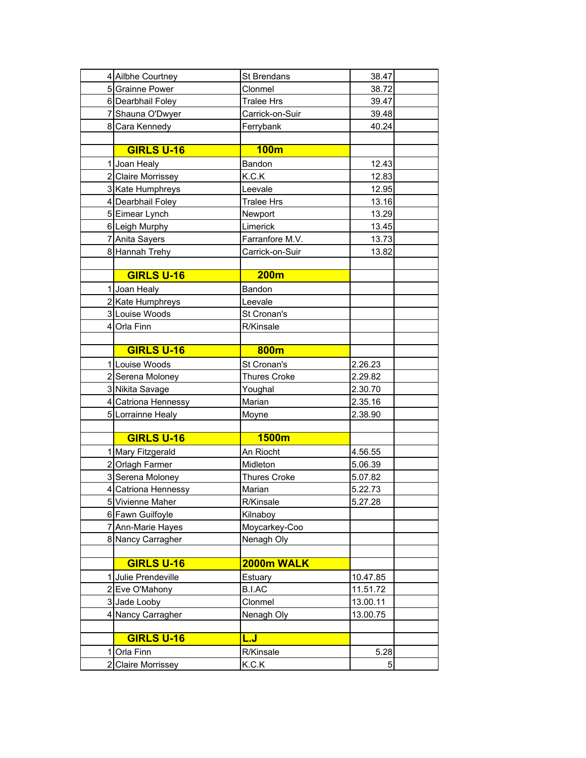| | | | | |
|---|---|---|---|---|
| 4 | Ailbhe Courtney | St Brendans | 38.47 | |
| 5 | Grainne Power | Clonmel | 38.72 | |
| 6 | Dearbhail Foley | Tralee Hrs | 39.47 | |
| 7 | Shauna O'Dwyer | Carrick-on-Suir | 39.48 | |
| 8 | Cara Kennedy | Ferrybank | 40.24 | |
| | | | | |
| | **GIRLS U-16** | **100m** | | |
| 1 | Joan Healy | Bandon | 12.43 | |
| 2 | Claire Morrissey | K.C.K | 12.83 | |
| 3 | Kate Humphreys | Leevale | 12.95 | |
| 4 | Dearbhail Foley | Tralee Hrs | 13.16 | |
| 5 | Eimear Lynch | Newport | 13.29 | |
| 6 | Leigh Murphy | Limerick | 13.45 | |
| 7 | Anita Sayers | Farranfore M.V. | 13.73 | |
| 8 | Hannah Trehy | Carrick-on-Suir | 13.82 | |
| | | | | |
| | **GIRLS U-16** | **200m** | | |
| 1 | Joan Healy | Bandon | | |
| 2 | Kate Humphreys | Leevale | | |
| 3 | Louise Woods | St Cronan's | | |
| 4 | Orla Finn | R/Kinsale | | |
| | | | | |
| | **GIRLS U-16** | **800m** | | |
| 1 | Louise Woods | St Cronan's | 2.26.23 | |
| 2 | Serena Moloney | Thures Croke | 2.29.82 | |
| 3 | Nikita Savage | Youghal | 2.30.70 | |
| 4 | Catriona Hennessy | Marian | 2.35.16 | |
| 5 | Lorrainne Healy | Moyne | 2.38.90 | |
| | | | | |
| | **GIRLS U-16** | **1500m** | | |
| 1 | Mary Fitzgerald | An Riocht | 4.56.55 | |
| 2 | Orlagh Farmer | Midleton | 5.06.39 | |
| 3 | Serena Moloney | Thures Croke | 5.07.82 | |
| 4 | Catriona Hennessy | Marian | 5.22.73 | |
| 5 | Vivienne Maher | R/Kinsale | 5.27.28 | |
| 6 | Fawn Guilfoyle | Kilnaboy | | |
| 7 | Ann-Marie Hayes | Moycarkey-Coo | | |
| 8 | Nancy Carragher | Nenagh Oly | | |
| | | | | |
| | **GIRLS U-16** | **2000m WALK** | | |
| 1 | Julie Prendeville | Estuary | 10.47.85 | |
| 2 | Eve O'Mahony | B.I.AC | 11.51.72 | |
| 3 | Jade Looby | Clonmel | 13.00.11 | |
| 4 | Nancy Carragher | Nenagh Oly | 13.00.75 | |
| | | | | |
| | **GIRLS U-16** | **L.J** | | |
| 1 | Orla Finn | R/Kinsale | 5.28 | |
| 2 | Claire Morrissey | K.C.K | 5 | |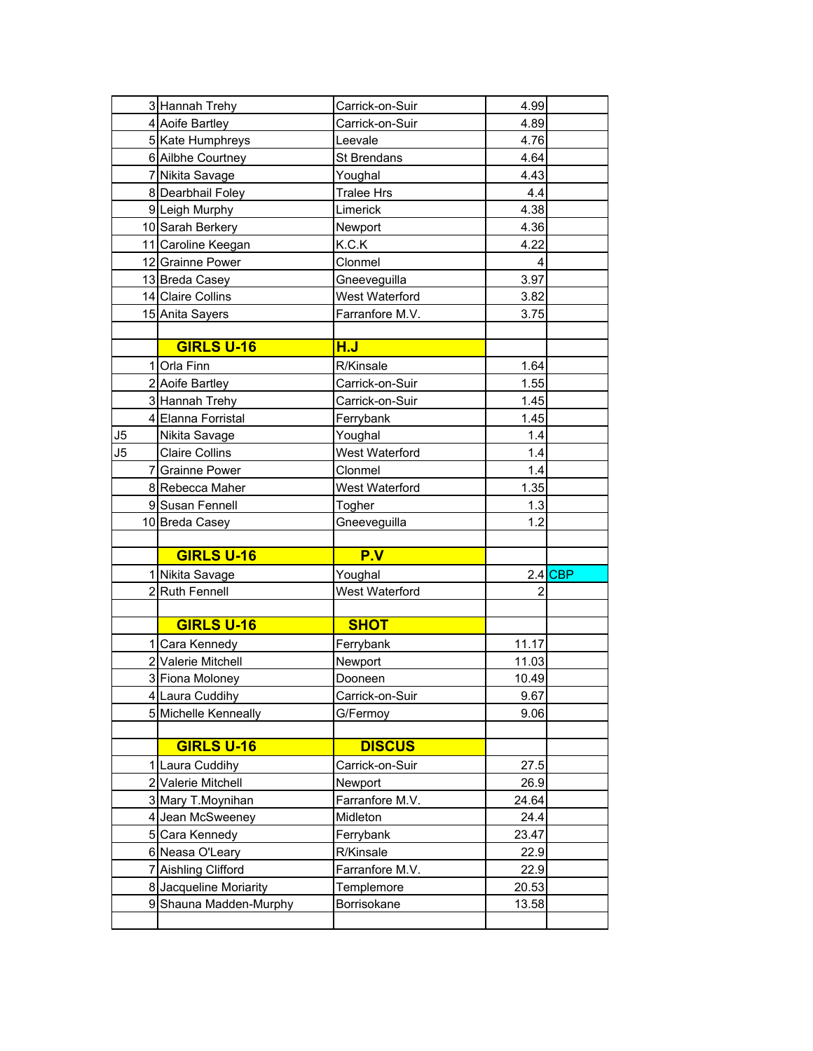| | | | | |
|---|---|---|---|---|
| 3 | Hannah Trehy | Carrick-on-Suir | 4.99 | |
| 4 | Aoife Bartley | Carrick-on-Suir | 4.89 | |
| 5 | Kate Humphreys | Leevale | 4.76 | |
| 6 | Ailbhe Courtney | St Brendans | 4.64 | |
| 7 | Nikita Savage | Youghal | 4.43 | |
| 8 | Dearbhail Foley | Tralee Hrs | 4.4 | |
| 9 | Leigh Murphy | Limerick | 4.38 | |
| 10 | Sarah Berkery | Newport | 4.36 | |
| 11 | Caroline Keegan | K.C.K | 4.22 | |
| 12 | Grainne Power | Clonmel | 4 | |
| 13 | Breda Casey | Gneeveguilla | 3.97 | |
| 14 | Claire Collins | West Waterford | 3.82 | |
| 15 | Anita Sayers | Farranfore M.V. | 3.75 | |
| | | | | |
| | **GIRLS U-16** | **H.J** | | |
| 1 | Orla Finn | R/Kinsale | 1.64 | |
| 2 | Aoife Bartley | Carrick-on-Suir | 1.55 | |
| 3 | Hannah Trehy | Carrick-on-Suir | 1.45 | |
| 4 | Elanna Forristal | Ferrybank | 1.45 | |
| J5 | Nikita Savage | Youghal | 1.4 | |
| J5 | Claire Collins | West Waterford | 1.4 | |
| 7 | Grainne Power | Clonmel | 1.4 | |
| 8 | Rebecca Maher | West Waterford | 1.35 | |
| 9 | Susan Fennell | Togher | 1.3 | |
| 10 | Breda Casey | Gneeveguilla | 1.2 | |
| | | | | |
| | **GIRLS U-16** | **P.V** | | |
| 1 | Nikita Savage | Youghal | 2.4 | CBP |
| 2 | Ruth Fennell | West Waterford | 2 | |
| | | | | |
| | **GIRLS U-16** | **SHOT** | | |
| 1 | Cara Kennedy | Ferrybank | 11.17 | |
| 2 | Valerie Mitchell | Newport | 11.03 | |
| 3 | Fiona Moloney | Dooneen | 10.49 | |
| 4 | Laura Cuddihy | Carrick-on-Suir | 9.67 | |
| 5 | Michelle Kenneally | G/Fermoy | 9.06 | |
| | | | | |
| | **GIRLS U-16** | **DISCUS** | | |
| 1 | Laura Cuddihy | Carrick-on-Suir | 27.5 | |
| 2 | Valerie Mitchell | Newport | 26.9 | |
| 3 | Mary T.Moynihan | Farranfore M.V. | 24.64 | |
| 4 | Jean McSweeney | Midleton | 24.4 | |
| 5 | Cara Kennedy | Ferrybank | 23.47 | |
| 6 | Neasa O'Leary | R/Kinsale | 22.9 | |
| 7 | Aishling Clifford | Farranfore M.V. | 22.9 | |
| 8 | Jacqueline Moriarity | Templemore | 20.53 | |
| 9 | Shauna Madden-Murphy | Borrisokane | 13.58 | |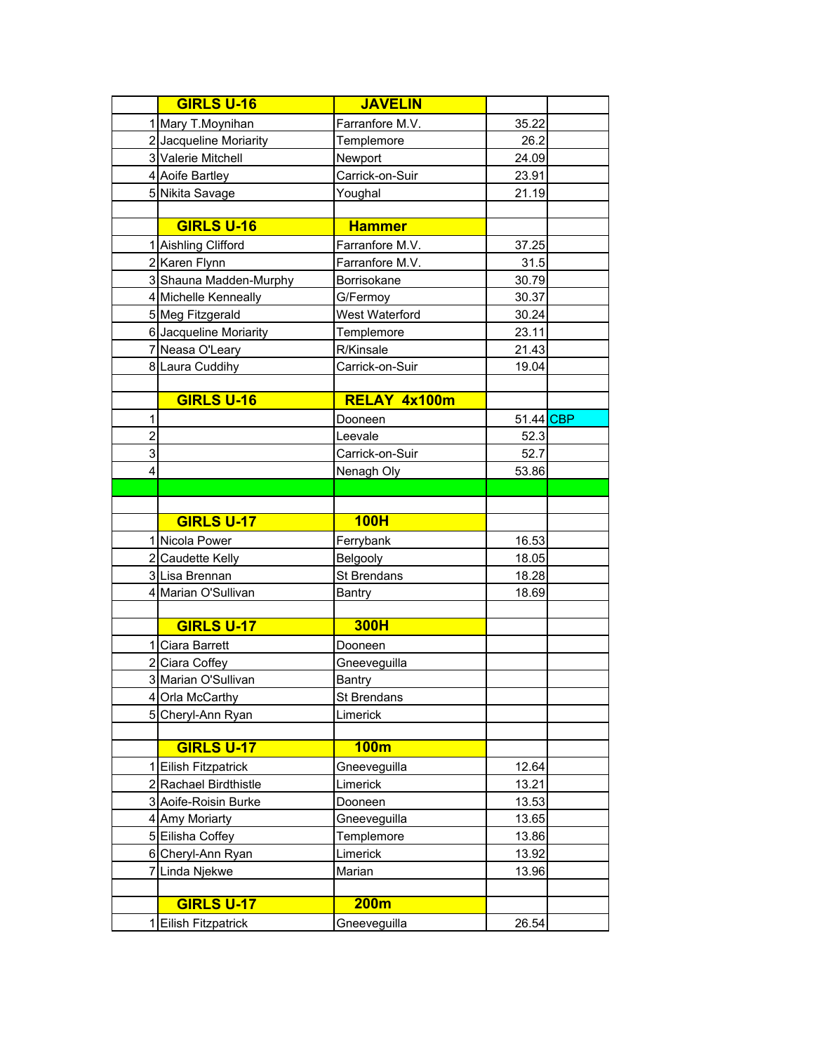| | GIRLS U-16 | JAVELIN | | |
|---|---|---|---|---|
| 1 | Mary T.Moynihan | Farranfore M.V. | 35.22 | |
| 2 | Jacqueline Moriarity | Templemore | 26.2 | |
| 3 | Valerie Mitchell | Newport | 24.09 | |
| 4 | Aoife Bartley | Carrick-on-Suir | 23.91 | |
| 5 | Nikita Savage | Youghal | 21.19 | |
| | | | | |
| | GIRLS U-16 | Hammer | | |
| 1 | Aishling Clifford | Farranfore M.V. | 37.25 | |
| 2 | Karen Flynn | Farranfore M.V. | 31.5 | |
| 3 | Shauna Madden-Murphy | Borrisokane | 30.79 | |
| 4 | Michelle Kenneally | G/Fermoy | 30.37 | |
| 5 | Meg Fitzgerald | West Waterford | 30.24 | |
| 6 | Jacqueline Moriarity | Templemore | 23.11 | |
| 7 | Neasa O'Leary | R/Kinsale | 21.43 | |
| 8 | Laura Cuddihy | Carrick-on-Suir | 19.04 | |
| | | | | |
| | GIRLS U-16 | RELAY 4x100m | | |
| 1 | | Dooneen | 51.44 | CBP |
| 2 | | Leevale | 52.3 | |
| 3 | | Carrick-on-Suir | 52.7 | |
| 4 | | Nenagh Oly | 53.86 | |
| | | | | |
| | | | | |
| | GIRLS U-17 | 100H | | |
| 1 | Nicola Power | Ferrybank | 16.53 | |
| 2 | Caudette Kelly | Belgooly | 18.05 | |
| 3 | Lisa Brennan | St Brendans | 18.28 | |
| 4 | Marian O'Sullivan | Bantry | 18.69 | |
| | | | | |
| | GIRLS U-17 | 300H | | |
| 1 | Ciara Barrett | Dooneen | | |
| 2 | Ciara Coffey | Gneeveguilla | | |
| 3 | Marian O'Sullivan | Bantry | | |
| 4 | Orla McCarthy | St Brendans | | |
| 5 | Cheryl-Ann Ryan | Limerick | | |
| | | | | |
| | GIRLS U-17 | 100m | | |
| 1 | Eilish Fitzpatrick | Gneeveguilla | 12.64 | |
| 2 | Rachael Birdthistle | Limerick | 13.21 | |
| 3 | Aoife-Roisin Burke | Dooneen | 13.53 | |
| 4 | Amy Moriarty | Gneeveguilla | 13.65 | |
| 5 | Eilisha Coffey | Templemore | 13.86 | |
| 6 | Cheryl-Ann Ryan | Limerick | 13.92 | |
| 7 | Linda Njekwe | Marian | 13.96 | |
| | | | | |
| | GIRLS U-17 | 200m | | |
| 1 | Eilish Fitzpatrick | Gneeveguilla | 26.54 | |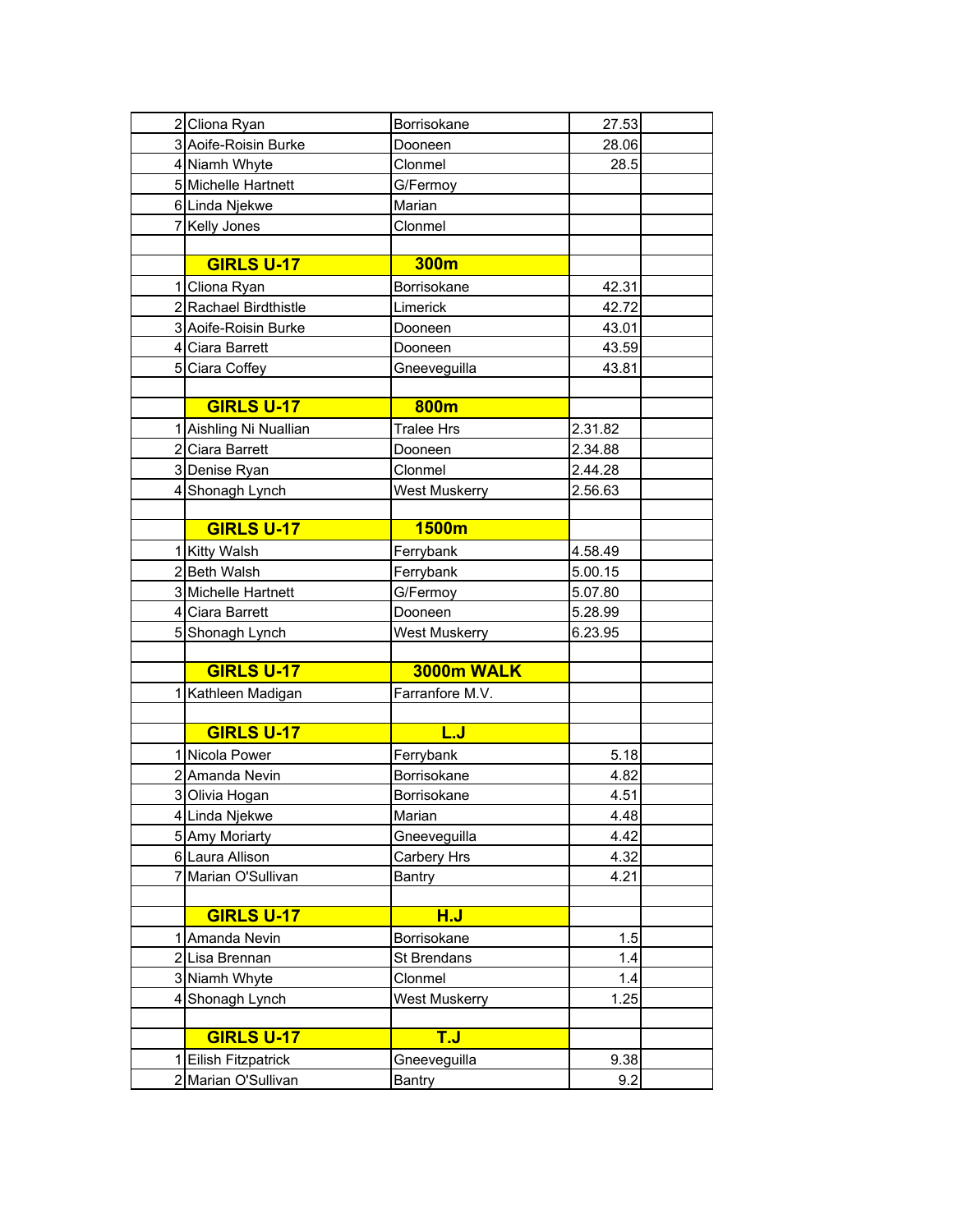| | | | | |
|---|---|---|---|---|
| 2 | Cliona Ryan | Borrisokane | 27.53 | |
| 3 | Aoife-Roisin Burke | Dooneen | 28.06 | |
| 4 | Niamh Whyte | Clonmel | 28.5 | |
| 5 | Michelle Hartnett | G/Fermoy | | |
| 6 | Linda Njekwe | Marian | | |
| 7 | Kelly Jones | Clonmel | | |
| | | | | |
| | **GIRLS U-17** | **300m** | | |
| 1 | Cliona Ryan | Borrisokane | 42.31 | |
| 2 | Rachael Birdthistle | Limerick | 42.72 | |
| 3 | Aoife-Roisin Burke | Dooneen | 43.01 | |
| 4 | Ciara Barrett | Dooneen | 43.59 | |
| 5 | Ciara Coffey | Gneeveguilla | 43.81 | |
| | | | | |
| | **GIRLS U-17** | **800m** | | |
| 1 | Aishling Ni Nuallian | Tralee Hrs | 2.31.82 | |
| 2 | Ciara Barrett | Dooneen | 2.34.88 | |
| 3 | Denise Ryan | Clonmel | 2.44.28 | |
| 4 | Shonagh Lynch | West Muskerry | 2.56.63 | |
| | | | | |
| | **GIRLS U-17** | **1500m** | | |
| 1 | Kitty Walsh | Ferrybank | 4.58.49 | |
| 2 | Beth Walsh | Ferrybank | 5.00.15 | |
| 3 | Michelle Hartnett | G/Fermoy | 5.07.80 | |
| 4 | Ciara Barrett | Dooneen | 5.28.99 | |
| 5 | Shonagh Lynch | West Muskerry | 6.23.95 | |
| | | | | |
| | **GIRLS U-17** | **3000m WALK** | | |
| 1 | Kathleen Madigan | Farranfore M.V. | | |
| | | | | |
| | **GIRLS U-17** | **L.J** | | |
| 1 | Nicola Power | Ferrybank | 5.18 | |
| 2 | Amanda Nevin | Borrisokane | 4.82 | |
| 3 | Olivia Hogan | Borrisokane | 4.51 | |
| 4 | Linda Njekwe | Marian | 4.48 | |
| 5 | Amy Moriarty | Gneeveguilla | 4.42 | |
| 6 | Laura Allison | Carbery Hrs | 4.32 | |
| 7 | Marian O'Sullivan | Bantry | 4.21 | |
| | | | | |
| | **GIRLS U-17** | **H.J** | | |
| 1 | Amanda Nevin | Borrisokane | 1.5 | |
| 2 | Lisa Brennan | St Brendans | 1.4 | |
| 3 | Niamh Whyte | Clonmel | 1.4 | |
| 4 | Shonagh Lynch | West Muskerry | 1.25 | |
| | | | | |
| | **GIRLS U-17** | **T.J** | | |
| 1 | Eilish Fitzpatrick | Gneeveguilla | 9.38 | |
| 2 | Marian O'Sullivan | Bantry | 9.2 | |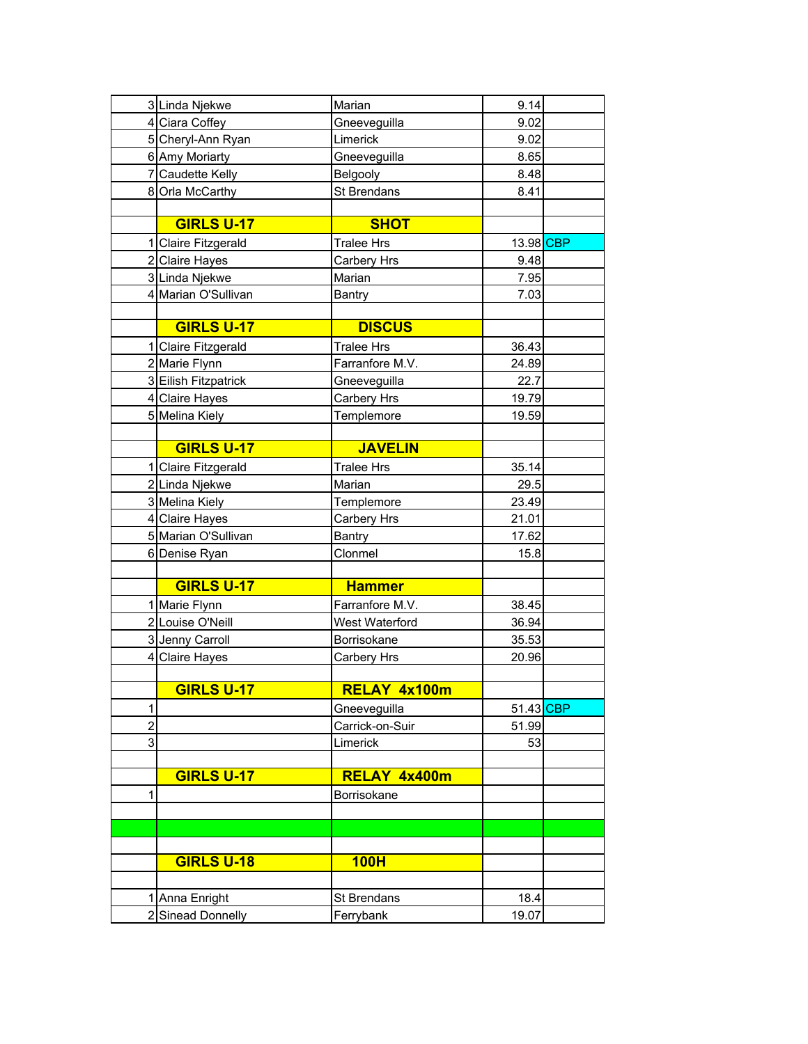| | | | | |
|---|---|---|---|---|
| 3 | Linda Njekwe | Marian | 9.14 | |
| 4 | Ciara Coffey | Gneeveguilla | 9.02 | |
| 5 | Cheryl-Ann Ryan | Limerick | 9.02 | |
| 6 | Amy Moriarty | Gneeveguilla | 8.65 | |
| 7 | Caudette Kelly | Belgooly | 8.48 | |
| 8 | Orla McCarthy | St Brendans | 8.41 | |
| | | | | |
| | **GIRLS U-17** | **SHOT** | | |
| 1 | Claire Fitzgerald | Tralee Hrs | 13.98 | CBP |
| 2 | Claire Hayes | Carbery Hrs | 9.48 | |
| 3 | Linda Njekwe | Marian | 7.95 | |
| 4 | Marian O'Sullivan | Bantry | 7.03 | |
| | | | | |
| | **GIRLS U-17** | **DISCUS** | | |
| 1 | Claire Fitzgerald | Tralee Hrs | 36.43 | |
| 2 | Marie Flynn | Farranfore M.V. | 24.89 | |
| 3 | Eilish Fitzpatrick | Gneeveguilla | 22.7 | |
| 4 | Claire Hayes | Carbery Hrs | 19.79 | |
| 5 | Melina Kiely | Templemore | 19.59 | |
| | | | | |
| | **GIRLS U-17** | **JAVELIN** | | |
| 1 | Claire Fitzgerald | Tralee Hrs | 35.14 | |
| 2 | Linda Njekwe | Marian | 29.5 | |
| 3 | Melina Kiely | Templemore | 23.49 | |
| 4 | Claire Hayes | Carbery Hrs | 21.01 | |
| 5 | Marian O'Sullivan | Bantry | 17.62 | |
| 6 | Denise Ryan | Clonmel | 15.8 | |
| | | | | |
| | **GIRLS U-17** | **Hammer** | | |
| 1 | Marie Flynn | Farranfore M.V. | 38.45 | |
| 2 | Louise O'Neill | West Waterford | 36.94 | |
| 3 | Jenny Carroll | Borrisokane | 35.53 | |
| 4 | Claire Hayes | Carbery Hrs | 20.96 | |
| | | | | |
| | **GIRLS U-17** | **RELAY 4x100m** | | |
| 1 | | Gneeveguilla | 51.43 | CBP |
| 2 | | Carrick-on-Suir | 51.99 | |
| 3 | | Limerick | 53 | |
| | | | | |
| | **GIRLS U-17** | **RELAY 4x400m** | | |
| 1 | | Borrisokane | | |
| | | | | |
| | | | | |
| | | | | |
| | **GIRLS U-18** | **100H** | | |
| | | | | |
| 1 | Anna Enright | St Brendans | 18.4 | |
| 2 | Sinead Donnelly | Ferrybank | 19.07 | |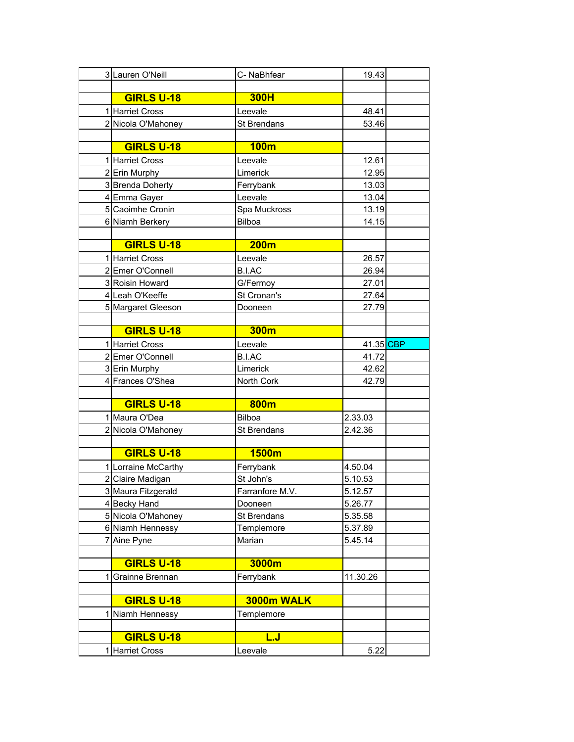| | | | | |
|---|---|---|---|---|
| 3 | Lauren O'Neill | C- NaBhfear | 19.43 | |
| | | | | |
| | **GIRLS U-18** | **300H** | | |
| 1 | Harriet Cross | Leevale | 48.41 | |
| 2 | Nicola O'Mahoney | St Brendans | 53.46 | |
| | | | | |
| | **GIRLS U-18** | **100m** | | |
| 1 | Harriet Cross | Leevale | 12.61 | |
| 2 | Erin Murphy | Limerick | 12.95 | |
| 3 | Brenda Doherty | Ferrybank | 13.03 | |
| 4 | Emma Gayer | Leevale | 13.04 | |
| 5 | Caoimhe Cronin | Spa Muckross | 13.19 | |
| 6 | Niamh Berkery | Bilboa | 14.15 | |
| | | | | |
| | **GIRLS U-18** | **200m** | | |
| 1 | Harriet Cross | Leevale | 26.57 | |
| 2 | Emer O'Connell | B.I.AC | 26.94 | |
| 3 | Roisin Howard | G/Fermoy | 27.01 | |
| 4 | Leah O'Keeffe | St Cronan's | 27.64 | |
| 5 | Margaret Gleeson | Dooneen | 27.79 | |
| | | | | |
| | **GIRLS U-18** | **300m** | | |
| 1 | Harriet Cross | Leevale | 41.35 | CBP |
| 2 | Emer O'Connell | B.I.AC | 41.72 | |
| 3 | Erin Murphy | Limerick | 42.62 | |
| 4 | Frances O'Shea | North Cork | 42.79 | |
| | | | | |
| | **GIRLS U-18** | **800m** | | |
| 1 | Maura O'Dea | Bilboa | 2.33.03 | |
| 2 | Nicola O'Mahoney | St Brendans | 2.42.36 | |
| | | | | |
| | **GIRLS U-18** | **1500m** | | |
| 1 | Lorraine McCarthy | Ferrybank | 4.50.04 | |
| 2 | Claire Madigan | St John's | 5.10.53 | |
| 3 | Maura Fitzgerald | Farranfore M.V. | 5.12.57 | |
| 4 | Becky Hand | Dooneen | 5.26.77 | |
| 5 | Nicola O'Mahoney | St Brendans | 5.35.58 | |
| 6 | Niamh Hennessy | Templemore | 5.37.89 | |
| 7 | Aine Pyne | Marian | 5.45.14 | |
| | | | | |
| | **GIRLS U-18** | **3000m** | | |
| 1 | Grainne Brennan | Ferrybank | 11.30.26 | |
| | | | | |
| | **GIRLS U-18** | **3000m WALK** | | |
| 1 | Niamh Hennessy | Templemore | | |
| | | | | |
| | **GIRLS U-18** | **L.J** | | |
| 1 | Harriet Cross | Leevale | 5.22 | |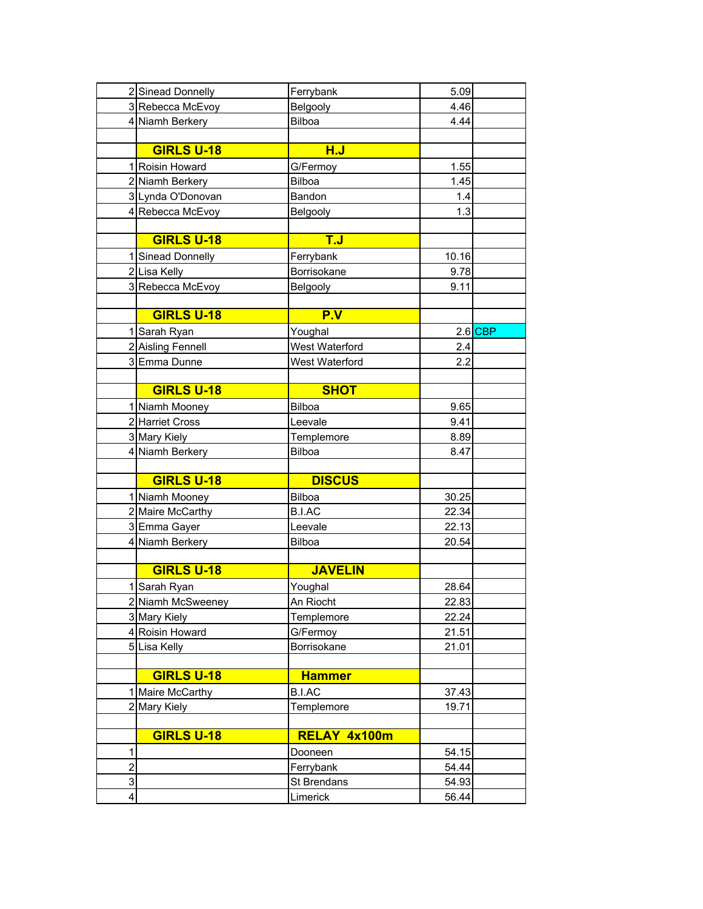| | | | | |
|---|---|---|---|---|
| 2 | Sinead Donnelly | Ferrybank | 5.09 | |
| 3 | Rebecca McEvoy | Belgooly | 4.46 | |
| 4 | Niamh Berkery | Bilboa | 4.44 | |
| | | | | |
| | **GIRLS U-18** | **H.J** | | |
| 1 | Roisin Howard | G/Fermoy | 1.55 | |
| 2 | Niamh Berkery | Bilboa | 1.45 | |
| 3 | Lynda O'Donovan | Bandon | 1.4 | |
| 4 | Rebecca McEvoy | Belgooly | 1.3 | |
| | | | | |
| | **GIRLS U-18** | **T.J** | | |
| 1 | Sinead Donnelly | Ferrybank | 10.16 | |
| 2 | Lisa Kelly | Borrisokane | 9.78 | |
| 3 | Rebecca McEvoy | Belgooly | 9.11 | |
| | | | | |
| | **GIRLS U-18** | **P.V** | | |
| 1 | Sarah Ryan | Youghal | 2.6 | CBP |
| 2 | Aisling Fennell | West Waterford | 2.4 | |
| 3 | Emma Dunne | West Waterford | 2.2 | |
| | | | | |
| | **GIRLS U-18** | **SHOT** | | |
| 1 | Niamh Mooney | Bilboa | 9.65 | |
| 2 | Harriet Cross | Leevale | 9.41 | |
| 3 | Mary Kiely | Templemore | 8.89 | |
| 4 | Niamh Berkery | Bilboa | 8.47 | |
| | | | | |
| | **GIRLS U-18** | **DISCUS** | | |
| 1 | Niamh Mooney | Bilboa | 30.25 | |
| 2 | Maire McCarthy | B.I.AC | 22.34 | |
| 3 | Emma Gayer | Leevale | 22.13 | |
| 4 | Niamh Berkery | Bilboa | 20.54 | |
| | | | | |
| | **GIRLS U-18** | **JAVELIN** | | |
| 1 | Sarah Ryan | Youghal | 28.64 | |
| 2 | Niamh McSweeney | An Riocht | 22.83 | |
| 3 | Mary Kiely | Templemore | 22.24 | |
| 4 | Roisin Howard | G/Fermoy | 21.51 | |
| 5 | Lisa Kelly | Borrisokane | 21.01 | |
| | | | | |
| | **GIRLS U-18** | **Hammer** | | |
| 1 | Maire McCarthy | B.I.AC | 37.43 | |
| 2 | Mary Kiely | Templemore | 19.71 | |
| | | | | |
| | **GIRLS U-18** | **RELAY 4x100m** | | |
| 1 | | Dooneen | 54.15 | |
| 2 | | Ferrybank | 54.44 | |
| 3 | | St Brendans | 54.93 | |
| 4 | | Limerick | 56.44 | |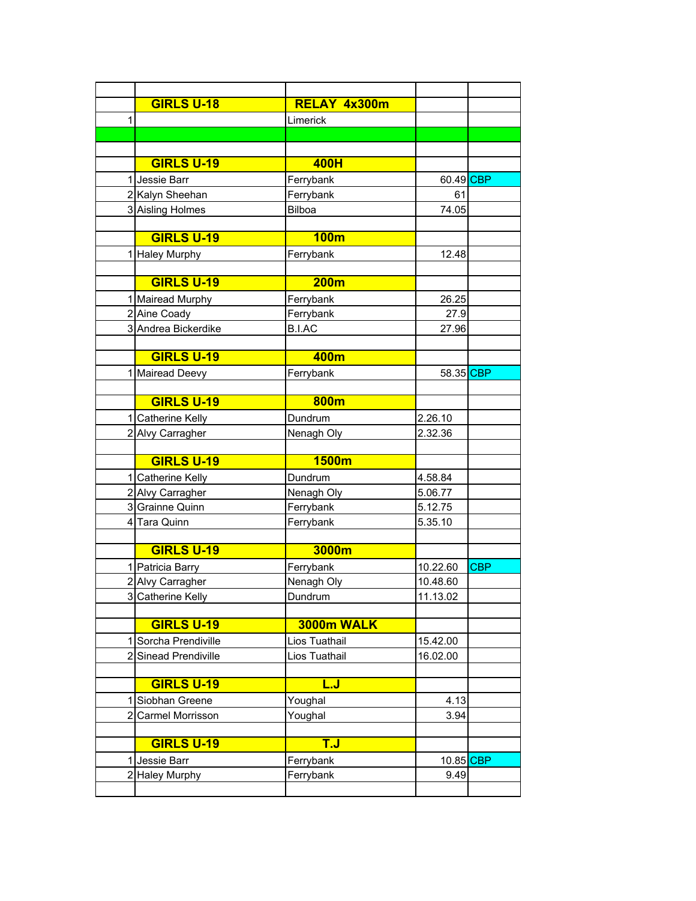| | | | | |
|---|---|---|---|---|
| | **GIRLS U-18** | **RELAY 4x300m** | | |
| 1 | | Limerick | | |
| | | | | |
| | | | | |
| | **GIRLS U-19** | **400H** | | |
| 1 | Jessie Barr | Ferrybank | 60.49 | CBP |
| 2 | Kalyn Sheehan | Ferrybank | 61 | |
| 3 | Aisling Holmes | Bilboa | 74.05 | |
| | | | | |
| | **GIRLS U-19** | **100m** | | |
| 1 | Haley Murphy | Ferrybank | 12.48 | |
| | | | | |
| | **GIRLS U-19** | **200m** | | |
| 1 | Mairead Murphy | Ferrybank | 26.25 | |
| 2 | Aine Coady | Ferrybank | 27.9 | |
| 3 | Andrea Bickerdike | B.I.AC | 27.96 | |
| | | | | |
| | **GIRLS U-19** | **400m** | | |
| 1 | Mairead Deevy | Ferrybank | 58.35 | CBP |
| | | | | |
| | **GIRLS U-19** | **800m** | | |
| 1 | Catherine Kelly | Dundrum | 2.26.10 | |
| 2 | Alvy Carragher | Nenagh Oly | 2.32.36 | |
| | | | | |
| | **GIRLS U-19** | **1500m** | | |
| 1 | Catherine Kelly | Dundrum | 4.58.84 | |
| 2 | Alvy Carragher | Nenagh Oly | 5.06.77 | |
| 3 | Grainne Quinn | Ferrybank | 5.12.75 | |
| 4 | Tara Quinn | Ferrybank | 5.35.10 | |
| | | | | |
| | **GIRLS U-19** | **3000m** | | |
| 1 | Patricia Barry | Ferrybank | 10.22.60 | CBP |
| 2 | Alvy Carragher | Nenagh Oly | 10.48.60 | |
| 3 | Catherine Kelly | Dundrum | 11.13.02 | |
| | | | | |
| | **GIRLS U-19** | **3000m WALK** | | |
| 1 | Sorcha Prendiville | Lios Tuathail | 15.42.00 | |
| 2 | Sinead Prendiville | Lios Tuathail | 16.02.00 | |
| | | | | |
| | **GIRLS U-19** | **L.J** | | |
| 1 | Siobhan Greene | Youghal | 4.13 | |
| 2 | Carmel Morrisson | Youghal | 3.94 | |
| | | | | |
| | **GIRLS U-19** | **T.J** | | |
| 1 | Jessie Barr | Ferrybank | 10.85 | CBP |
| 2 | Haley Murphy | Ferrybank | 9.49 | |
| | | | | |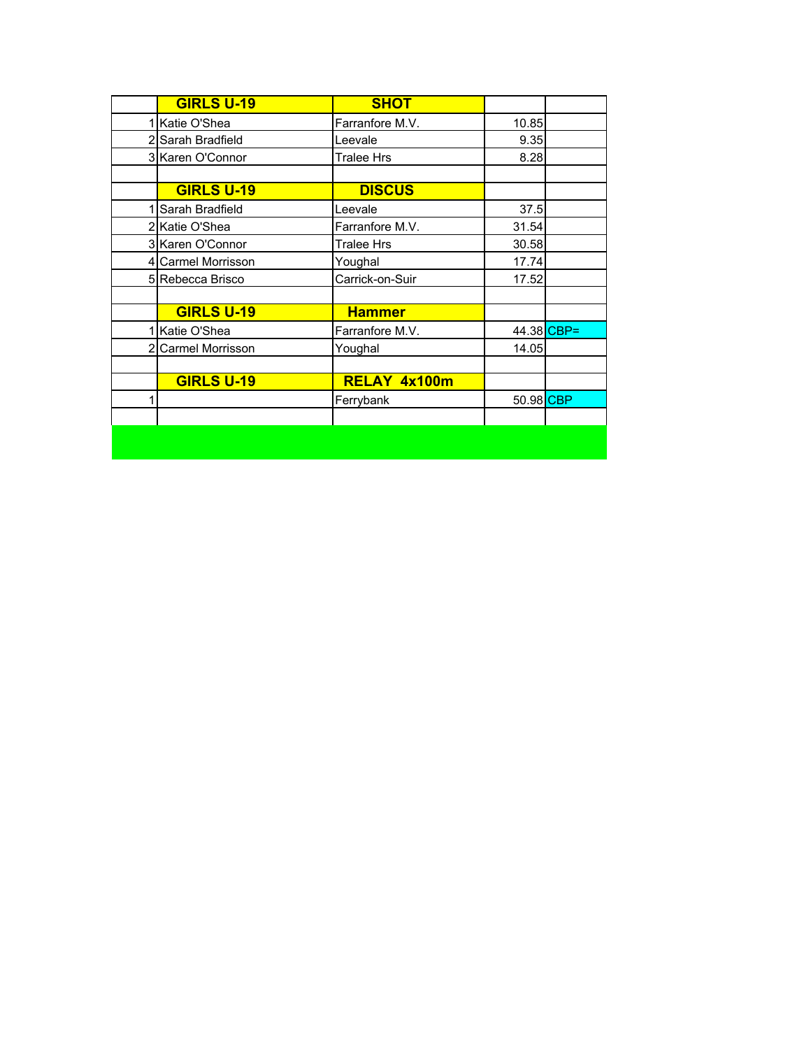| | | | | |
|---|---|---|---|---|
| | **GIRLS U-19** | **SHOT** | | |
| 1 | Katie O'Shea | Farranfore M.V. | 10.85 | |
| 2 | Sarah Bradfield | Leevale | 9.35 | |
| 3 | Karen O'Connor | Tralee Hrs | 8.28 | |
| | | | | |
| | **GIRLS U-19** | **DISCUS** | | |
| 1 | Sarah Bradfield | Leevale | 37.5 | |
| 2 | Katie O'Shea | Farranfore M.V. | 31.54 | |
| 3 | Karen O'Connor | Tralee Hrs | 30.58 | |
| 4 | Carmel Morrisson | Youghal | 17.74 | |
| 5 | Rebecca Brisco | Carrick-on-Suir | 17.52 | |
| | | | | |
| | **GIRLS U-19** | **Hammer** | | |
| 1 | Katie O'Shea | Farranfore M.V. | 44.38 | CBP= |
| 2 | Carmel Morrisson | Youghal | 14.05 | |
| | | | | |
| | **GIRLS U-19** | **RELAY 4x100m** | | |
| 1 | | Ferrybank | 50.98 | CBP |
| | | | | |